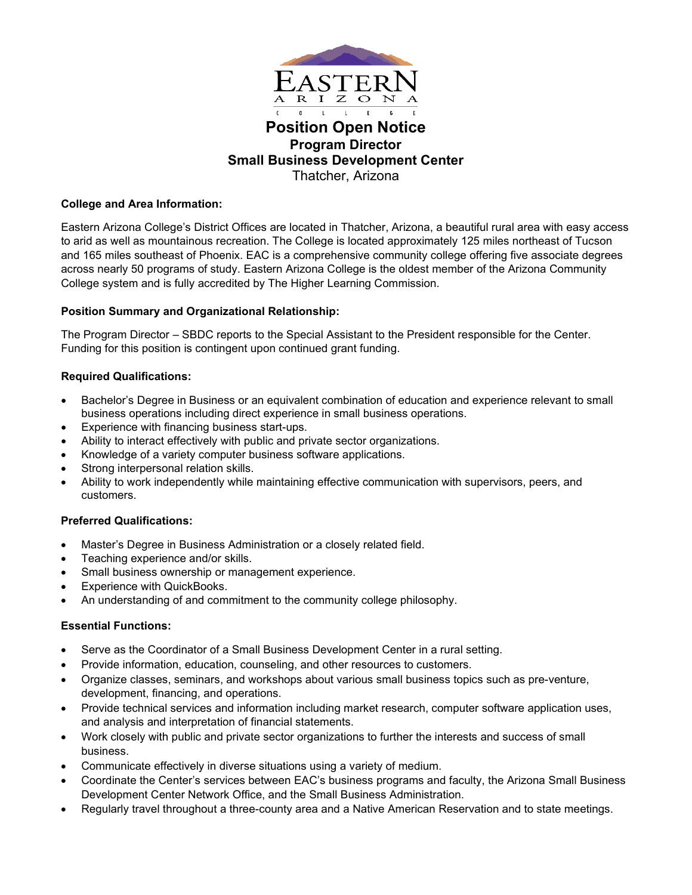EASTERN ARIZONA COLLEGE

# Position Open Notice

## Program Director

## Small Business Development Center

Thatcher, Arizona

**College and Area Information:**

Eastern Arizona College's District Offices are located in Thatcher, Arizona, a beautiful rural area with easy access to arid as well as mountainous recreation. The College is located approximately 125 miles northeast of Tucson and 165 miles southeast of Phoenix. EAC is a comprehensive community college offering five associate degrees across nearly 50 programs of study. Eastern Arizona College is the oldest member of the Arizona Community College system and is fully accredited by The Higher Learning Commission.

**Position Summary and Organizational Relationship:**

The Program Director – SBDC reports to the Special Assistant to the President responsible for the Center. Funding for this position is contingent upon continued grant funding.

**Required Qualifications:**

- Bachelor's Degree in Business or an equivalent combination of education and experience relevant to small business operations including direct experience in small business operations.
- Experience with financing business start-ups.
- Ability to interact effectively with public and private sector organizations.
- Knowledge of a variety computer business software applications.
- Strong interpersonal relation skills.
- Ability to work independently while maintaining effective communication with supervisors, peers, and customers.

**Preferred Qualifications:**

- Master's Degree in Business Administration or a closely related field.
- Teaching experience and/or skills.
- Small business ownership or management experience.
- Experience with QuickBooks.
- An understanding of and commitment to the community college philosophy.

**Essential Functions:**

- Serve as the Coordinator of a Small Business Development Center in a rural setting.
- Provide information, education, counseling, and other resources to customers.
- Organize classes, seminars, and workshops about various small business topics such as pre-venture, development, financing, and operations.
- Provide technical services and information including market research, computer software application uses, and analysis and interpretation of financial statements.
- Work closely with public and private sector organizations to further the interests and success of small business.
- Communicate effectively in diverse situations using a variety of medium.
- Coordinate the Center's services between EAC's business programs and faculty, the Arizona Small Business Development Center Network Office, and the Small Business Administration.
- Regularly travel throughout a three-county area and a Native American Reservation and to state meetings.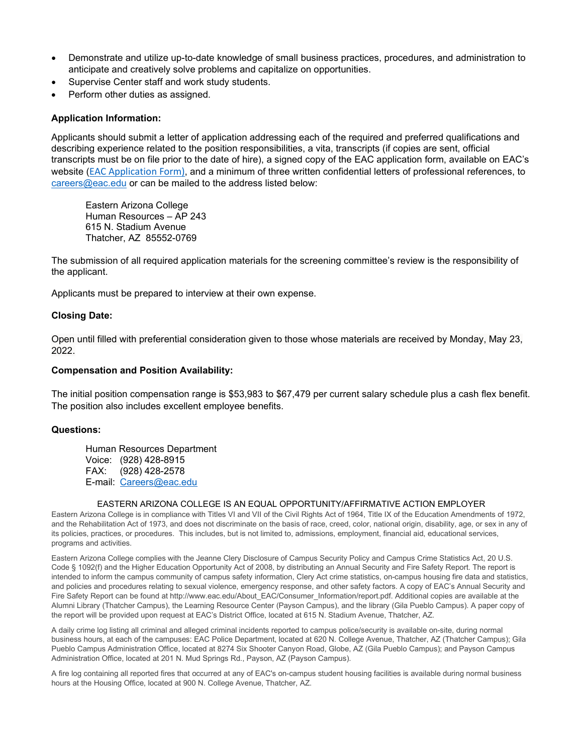- Demonstrate and utilize up-to-date knowledge of small business practices, procedures, and administration to anticipate and creatively solve problems and capitalize on opportunities.
- Supervise Center staff and work study students.
- Perform other duties as assigned.

**Application Information:**

Applicants should submit a letter of application addressing each of the required and preferred qualifications and describing experience related to the position responsibilities, a vita, transcripts (if copies are sent, official transcripts must be on file prior to the date of hire), a signed copy of the EAC application form, available on EAC's website (EAC Application Form), and a minimum of three written confidential letters of professional references, to careers@eac.edu or can be mailed to the address listed below:

Eastern Arizona College
Human Resources – AP 243
615 N. Stadium Avenue
Thatcher, AZ 85552-0769

The submission of all required application materials for the screening committee's review is the responsibility of the applicant.

Applicants must be prepared to interview at their own expense.

**Closing Date:**

Open until filled with preferential consideration given to those whose materials are received by Monday, May 23, 2022.

**Compensation and Position Availability:**

The initial position compensation range is $53,983 to $67,479 per current salary schedule plus a cash flex benefit. The position also includes excellent employee benefits.

**Questions:**

Human Resources Department
Voice: (928) 428-8915
FAX: (928) 428-2578
E-mail: Careers@eac.edu

EASTERN ARIZONA COLLEGE IS AN EQUAL OPPORTUNITY/AFFIRMATIVE ACTION EMPLOYER

Eastern Arizona College is in compliance with Titles VI and VII of the Civil Rights Act of 1964, Title IX of the Education Amendments of 1972, and the Rehabilitation Act of 1973, and does not discriminate on the basis of race, creed, color, national origin, disability, age, or sex in any of its policies, practices, or procedures. This includes, but is not limited to, admissions, employment, financial aid, educational services, programs and activities.

Eastern Arizona College complies with the Jeanne Clery Disclosure of Campus Security Policy and Campus Crime Statistics Act, 20 U.S. Code § 1092(f) and the Higher Education Opportunity Act of 2008, by distributing an Annual Security and Fire Safety Report. The report is intended to inform the campus community of campus safety information, Clery Act crime statistics, on-campus housing fire data and statistics, and policies and procedures relating to sexual violence, emergency response, and other safety factors. A copy of EAC's Annual Security and Fire Safety Report can be found at http://www.eac.edu/About_EAC/Consumer_Information/report.pdf. Additional copies are available at the Alumni Library (Thatcher Campus), the Learning Resource Center (Payson Campus), and the library (Gila Pueblo Campus). A paper copy of the report will be provided upon request at EAC's District Office, located at 615 N. Stadium Avenue, Thatcher, AZ.

A daily crime log listing all criminal and alleged criminal incidents reported to campus police/security is available on-site, during normal business hours, at each of the campuses: EAC Police Department, located at 620 N. College Avenue, Thatcher, AZ (Thatcher Campus); Gila Pueblo Campus Administration Office, located at 8274 Six Shooter Canyon Road, Globe, AZ (Gila Pueblo Campus); and Payson Campus Administration Office, located at 201 N. Mud Springs Rd., Payson, AZ (Payson Campus).

A fire log containing all reported fires that occurred at any of EAC's on-campus student housing facilities is available during normal business hours at the Housing Office, located at 900 N. College Avenue, Thatcher, AZ.